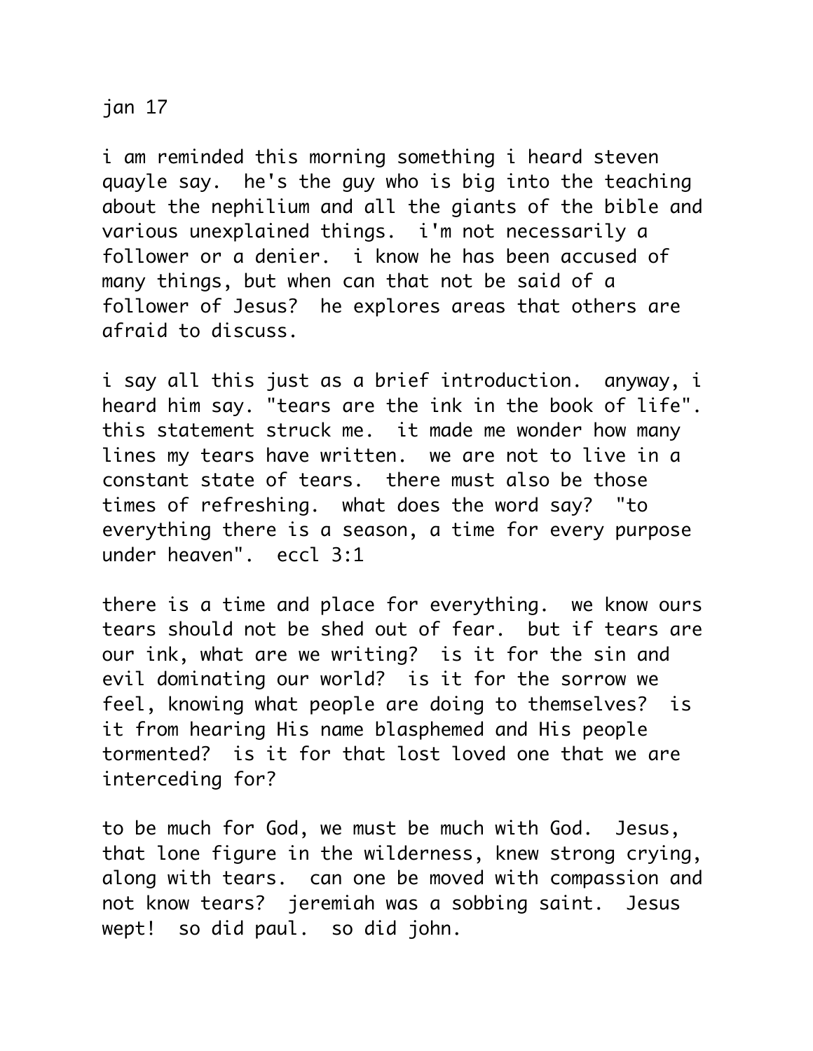jan 17

i am reminded this morning something i heard steven quayle say. he's the guy who is big into the teaching about the nephilium and all the giants of the bible and various unexplained things. i'm not necessarily a follower or a denier. i know he has been accused of many things, but when can that not be said of a follower of Jesus? he explores areas that others are afraid to discuss.

i say all this just as a brief introduction. anyway, i heard him say. "tears are the ink in the book of life". this statement struck me. it made me wonder how many lines my tears have written. we are not to live in a constant state of tears. there must also be those times of refreshing. what does the word say? "to everything there is a season, a time for every purpose under heaven". eccl 3:1

there is a time and place for everything. we know ours tears should not be shed out of fear. but if tears are our ink, what are we writing? is it for the sin and evil dominating our world? is it for the sorrow we feel, knowing what people are doing to themselves? is it from hearing His name blasphemed and His people tormented? is it for that lost loved one that we are interceding for?

to be much for God, we must be much with God. Jesus, that lone figure in the wilderness, knew strong crying, along with tears. can one be moved with compassion and not know tears? jeremiah was a sobbing saint. Jesus wept! so did paul. so did john.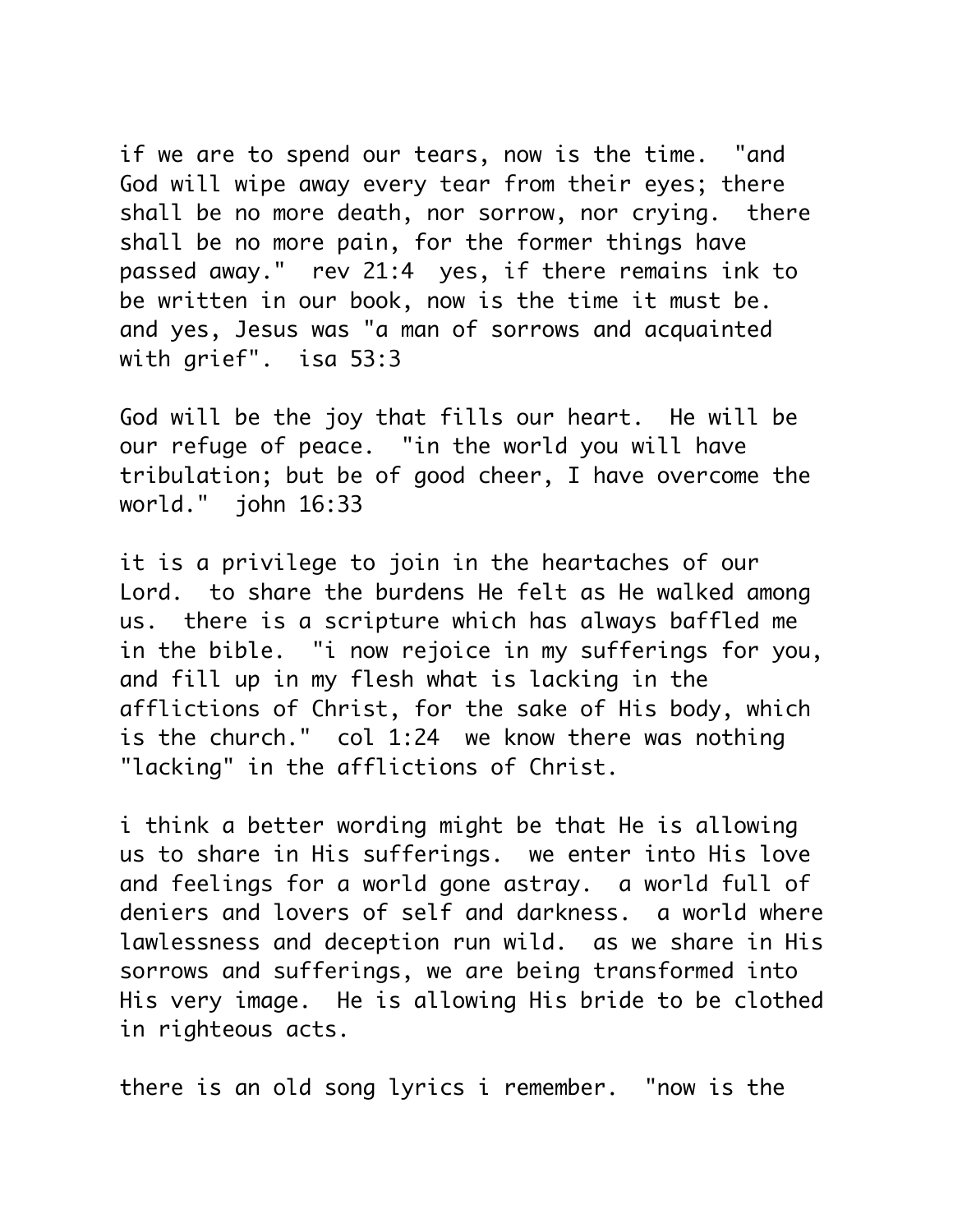if we are to spend our tears, now is the time. "and God will wipe away every tear from their eyes; there shall be no more death, nor sorrow, nor crying. there shall be no more pain, for the former things have passed away." rev 21:4 yes, if there remains ink to be written in our book, now is the time it must be. and yes, Jesus was "a man of sorrows and acquainted with grief". isa 53:3

God will be the joy that fills our heart. He will be our refuge of peace. "in the world you will have tribulation; but be of good cheer, I have overcome the world." john 16:33

it is a privilege to join in the heartaches of our Lord. to share the burdens He felt as He walked among us. there is a scripture which has always baffled me in the bible. "i now rejoice in my sufferings for you, and fill up in my flesh what is lacking in the afflictions of Christ, for the sake of His body, which is the church." col 1:24 we know there was nothing "lacking" in the afflictions of Christ.

i think a better wording might be that He is allowing us to share in His sufferings. we enter into His love and feelings for a world gone astray. a world full of deniers and lovers of self and darkness. a world where lawlessness and deception run wild. as we share in His sorrows and sufferings, we are being transformed into His very image. He is allowing His bride to be clothed in righteous acts.

there is an old song lyrics i remember. "now is the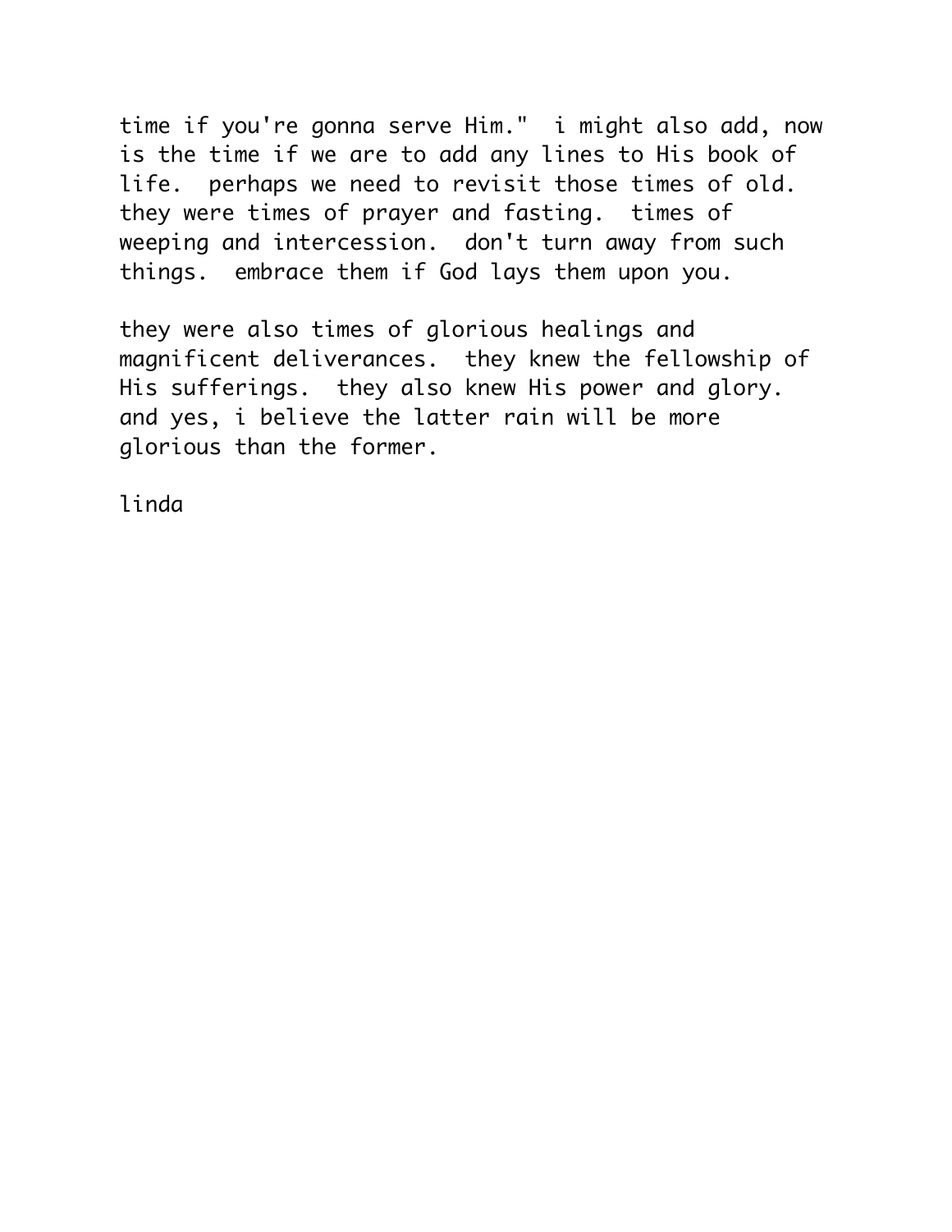time if you're gonna serve Him." i might also add, now is the time if we are to add any lines to His book of life. perhaps we need to revisit those times of old. they were times of prayer and fasting. times of weeping and intercession. don't turn away from such things. embrace them if God lays them upon you.

they were also times of glorious healings and magnificent deliverances. they knew the fellowship of His sufferings. they also knew His power and glory. and yes, i believe the latter rain will be more glorious than the former.

linda